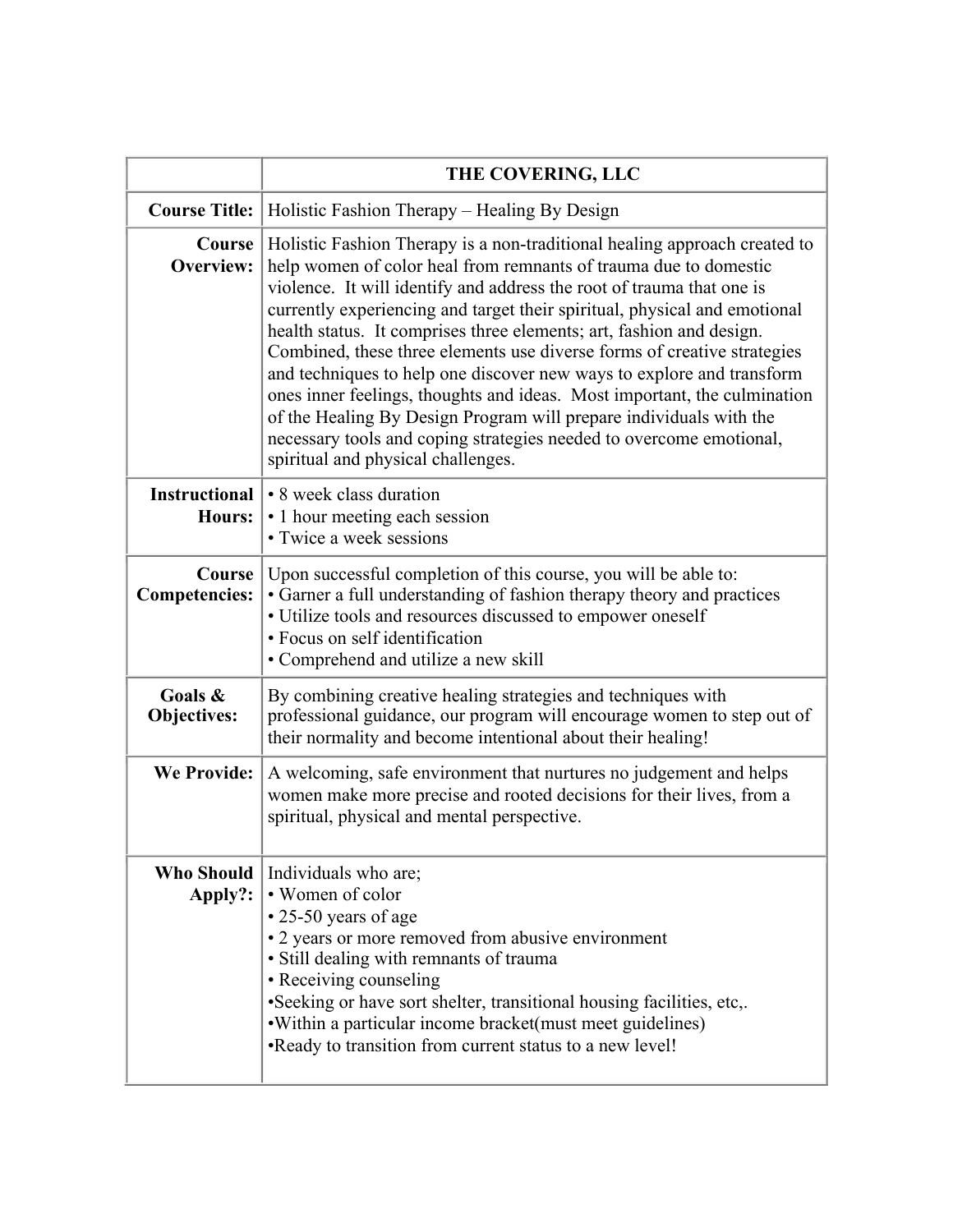| | **THE COVERING, LLC** |
|---|---|
| **Course Title:** | Holistic Fashion Therapy – Healing By Design |
| **Course Overview:** | Holistic Fashion Therapy is a non-traditional healing approach created to help women of color heal from remnants of trauma due to domestic violence. It will identify and address the root of trauma that one is currently experiencing and target their spiritual, physical and emotional health status. It comprises three elements; art, fashion and design. Combined, these three elements use diverse forms of creative strategies and techniques to help one discover new ways to explore and transform ones inner feelings, thoughts and ideas. Most important, the culmination of the Healing By Design Program will prepare individuals with the necessary tools and coping strategies needed to overcome emotional, spiritual and physical challenges. |
| **Instructional Hours:** | • 8 week class duration<br>• 1 hour meeting each session<br>• Twice a week sessions |
| **Course Competencies:** | Upon successful completion of this course, you will be able to:<br>• Garner a full understanding of fashion therapy theory and practices<br>• Utilize tools and resources discussed to empower oneself<br>• Focus on self identification<br>• Comprehend and utilize a new skill |
| **Goals & Objectives:** | By combining creative healing strategies and techniques with professional guidance, our program will encourage women to step out of their normality and become intentional about their healing! |
| **We Provide:** | A welcoming, safe environment that nurtures no judgement and helps women make more precise and rooted decisions for their lives, from a spiritual, physical and mental perspective. |
| **Who Should Apply?:** | Individuals who are;<br>• Women of color<br>• 25-50 years of age<br>• 2 years or more removed from abusive environment<br>• Still dealing with remnants of trauma<br>• Receiving counseling<br>•Seeking or have sort shelter, transitional housing facilities, etc,.<br>•Within a particular income bracket(must meet guidelines)<br>•Ready to transition from current status to a new level! |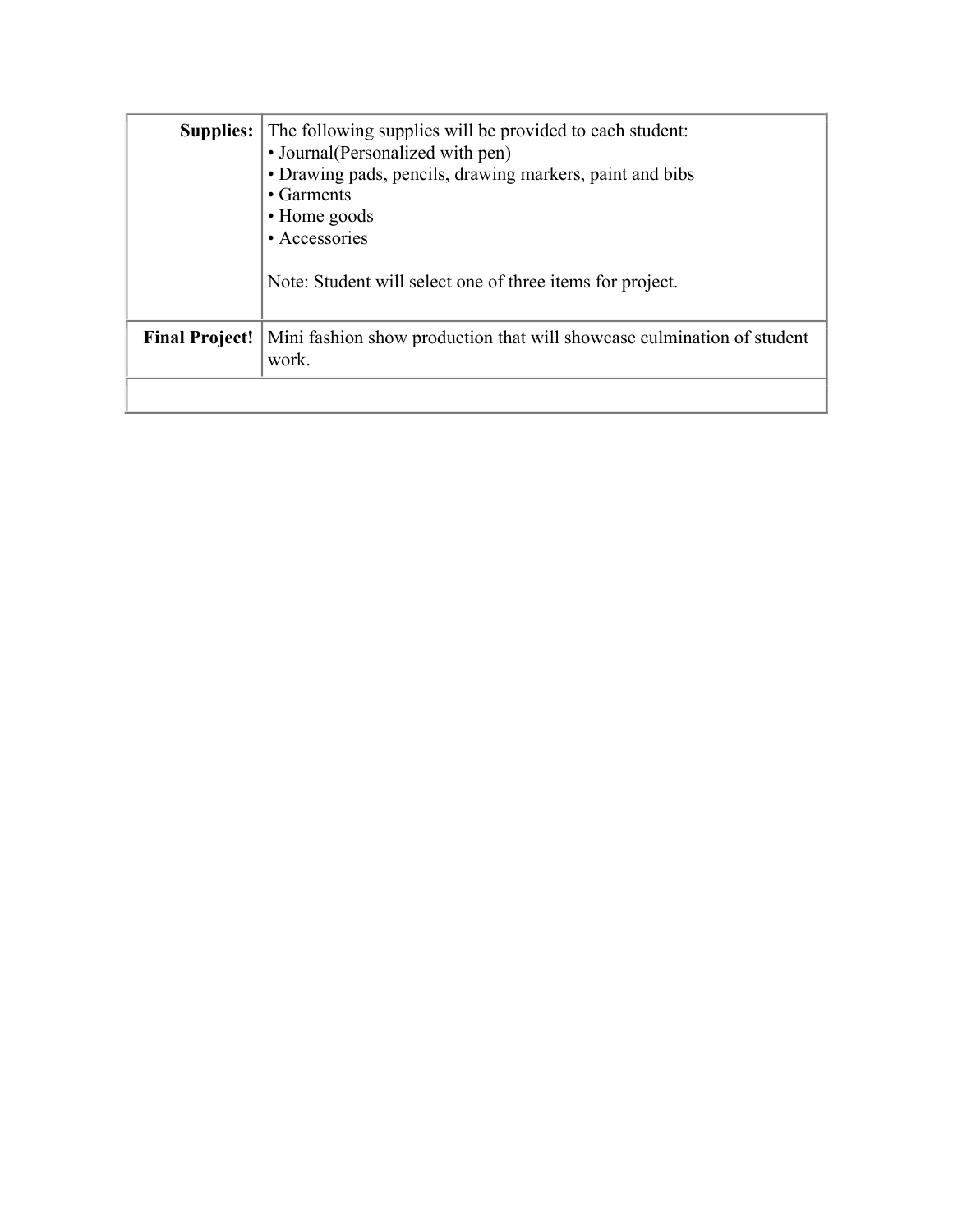| | |
|---|---|
| **Supplies:** | The following supplies will be provided to each student:<br>• Journal(Personalized with pen)<br>• Drawing pads, pencils, drawing markers, paint and bibs<br>• Garments<br>• Home goods<br>• Accessories<br><br>Note: Student will select one of three items for project. |
| **Final Project!** | Mini fashion show production that will showcase culmination of student work. |
| | |